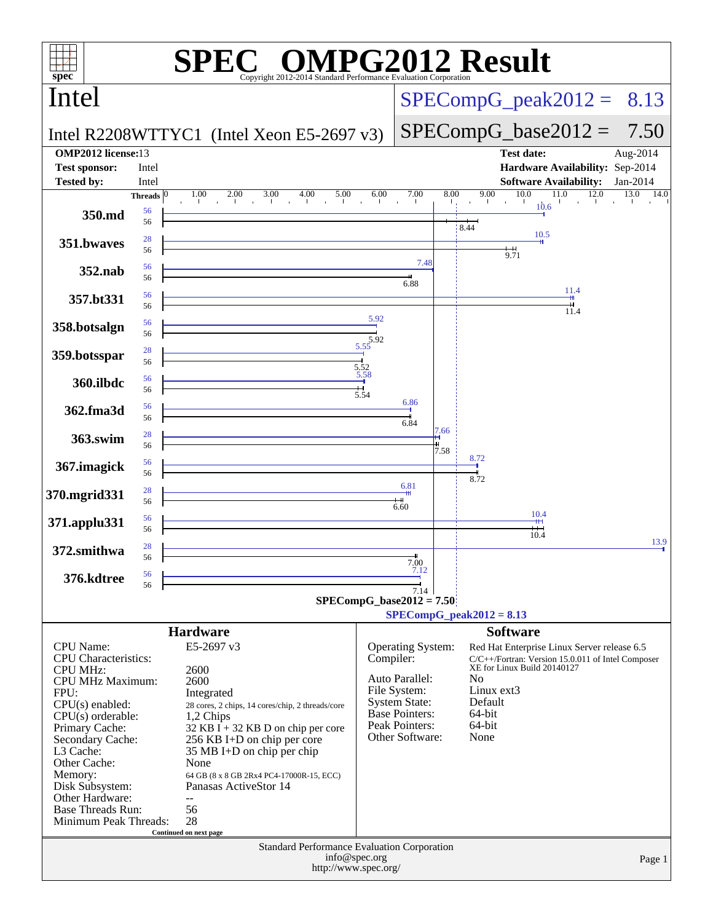# SPEC OMPG2012 Result

Copyright 2012-2014 Standard Performance Evaluation Corporation

## Intel

**Intel R2208WTTYC1 (Intel Xeon E5-2697 v3)**

SPECompG_peak2012 = 8.13

SPECompG_base2012 = 7.50

| | | | |
|---|---|---|---|
| **OMP2012 license:** | 13 | **Test date:** | Aug-2014 |
| **Test sponsor:** | Intel | **Hardware Availability:** | Sep-2014 |
| **Tested by:** | Intel | **Software Availability:** | Jan-2014 |

| Benchmark | Peak Threads | Base Threads | Peak | Base |
|---|---|---|---|---|
| 350.md | 56 | 56 | 10.6 | 8.44 |
| 351.bwaves | 28 | 56 | 10.5 | 9.71 |
| 352.nab | 56 | 56 | 7.48 | 6.88 |
| 357.bt331 | 56 | 56 | 11.4 | 11.4 |
| 358.botsalgn | 56 | 56 | 5.92 | 5.92 |
| 359.botsspar | 28 | 56 | 5.55 | 5.52 |
| 360.ilbdc | 56 | 56 | 5.58 | 5.54 |
| 362.fma3d | 56 | 56 | 6.86 | 6.84 |
| 363.swim | 28 | 56 | 7.66 | 7.58 |
| 367.imagick | 56 | 56 | 8.72 | 8.72 |
| 370.mgrid331 | 28 | 56 | 6.81 | 6.60 |
| 371.applu331 | 56 | 56 | 10.4 | 10.4 |
| 372.smithwa | 28 | 56 | 13.9 | 7.00 |
| 376.kdtree | 56 | 56 | 7.12 | 7.14 |

SPECompG_base2012 = 7.50

SPECompG_peak2012 = 8.13

### Hardware

| | |
|---|---|
| CPU Name: | E5-2697 v3 |
| CPU Characteristics: | |
| CPU MHz: | 2600 |
| CPU MHz Maximum: | 2600 |
| FPU: | Integrated |
| CPU(s) enabled: | 28 cores, 2 chips, 14 cores/chip, 2 threads/core |
| CPU(s) orderable: | 1,2 Chips |
| Primary Cache: | 32 KB I + 32 KB D on chip per core |
| Secondary Cache: | 256 KB I+D on chip per core |
| L3 Cache: | 35 MB I+D on chip per chip |
| Other Cache: | None |
| Memory: | 64 GB (8 x 8 GB 2Rx4 PC4-17000R-15, ECC) |
| Disk Subsystem: | Panasas ActiveStor 14 |
| Other Hardware: | -- |
| Base Threads Run: | 56 |
| Minimum Peak Threads: | 28 |

Continued on next page

### Software

| | |
|---|---|
| Operating System: | Red Hat Enterprise Linux Server release 6.5 |
| Compiler: | C/C++/Fortran: Version 15.0.011 of Intel Composer XE for Linux Build 20140127 |
| Auto Parallel: | No |
| File System: | Linux ext3 |
| System State: | Default |
| Base Pointers: | 64-bit |
| Peak Pointers: | 64-bit |
| Other Software: | None |

Standard Performance Evaluation Corporation
info@spec.org
http://www.spec.org/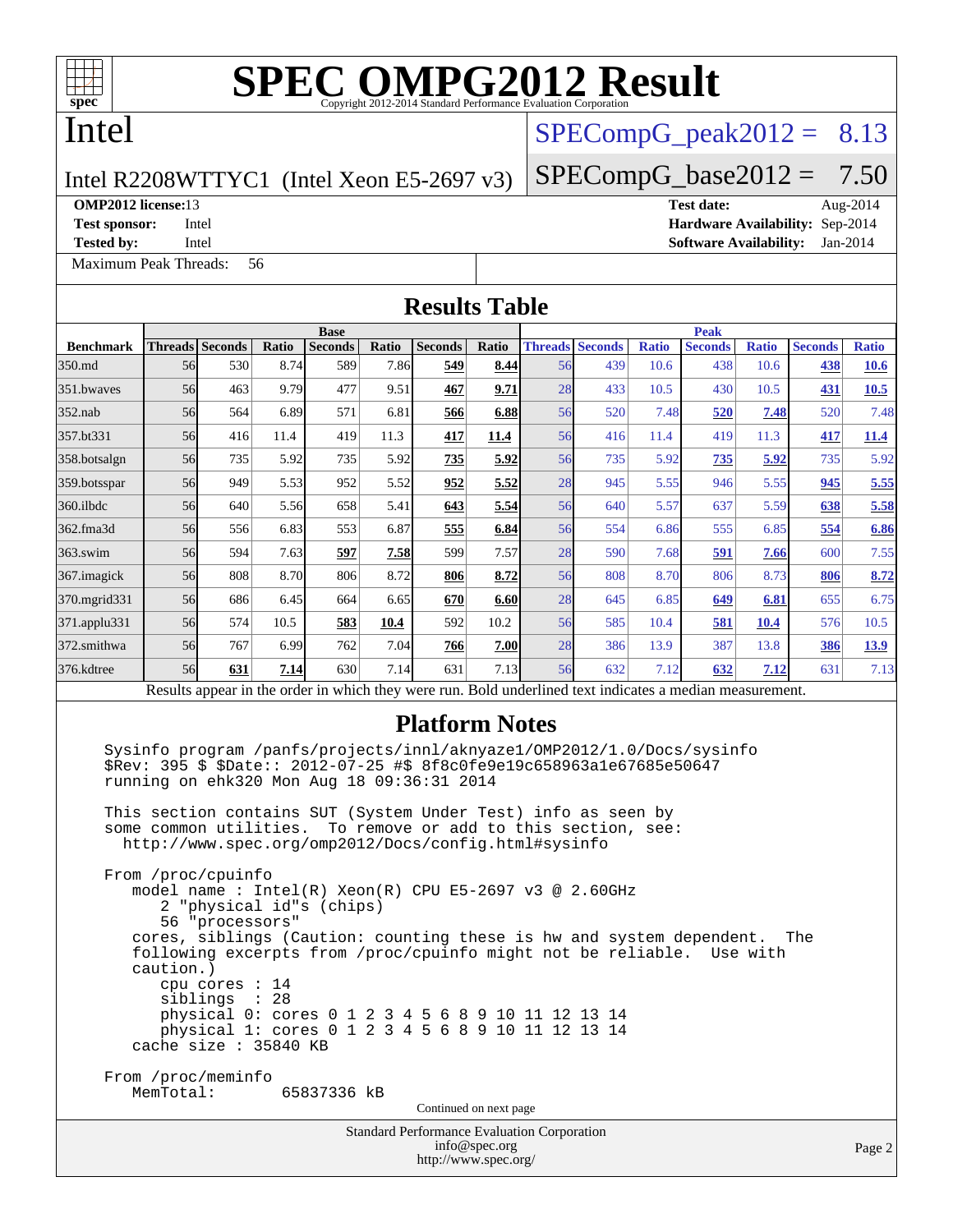# SPEC OMPG2012 Result

Copyright 2012-2014 Standard Performance Evaluation Corporation

## Intel

Intel R2208WTTYC1 (Intel Xeon E5-2697 v3)

SPECompG_peak2012 = 8.13

SPECompG_base2012 = 7.50

**OMP2012 license:** 13
**Test sponsor:** Intel
**Tested by:** Intel

**Test date:** Aug-2014
**Hardware Availability:** Sep-2014
**Software Availability:** Jan-2014

Maximum Peak Threads: 56

## Results Table

| Benchmark | Base | | | | | | | Peak | | | | | | |
|---|---|---|---|---|---|---|---|---|---|---|---|---|---|---|
| | Threads | Seconds | Ratio | Seconds | Ratio | Seconds | Ratio | Threads | Seconds | Ratio | Seconds | Ratio | Seconds | Ratio |
| 350.md | 56 | 530 | 8.74 | 589 | 7.86 | **549** | **8.44** | 56 | 439 | 10.6 | 438 | 10.6 | **438** | **10.6** |
| 351.bwaves | 56 | 463 | 9.79 | 477 | 9.51 | **467** | **9.71** | 28 | 433 | 10.5 | 430 | 10.5 | **431** | **10.5** |
| 352.nab | 56 | 564 | 6.89 | 571 | 6.81 | **566** | **6.88** | 56 | 520 | 7.48 | **520** | **7.48** | 520 | 7.48 |
| 357.bt331 | 56 | 416 | 11.4 | 419 | 11.3 | **417** | **11.4** | 56 | 416 | 11.4 | 419 | 11.3 | **417** | **11.4** |
| 358.botsalgn | 56 | 735 | 5.92 | 735 | 5.92 | **735** | **5.92** | 56 | 735 | 5.92 | **735** | **5.92** | 735 | 5.92 |
| 359.botsspar | 56 | 949 | 5.53 | 952 | 5.52 | **952** | **5.52** | 28 | 945 | 5.55 | 946 | 5.55 | **945** | **5.55** |
| 360.ilbdc | 56 | 640 | 5.56 | 658 | 5.41 | **643** | **5.54** | 56 | 640 | 5.57 | 637 | 5.59 | **638** | **5.58** |
| 362.fma3d | 56 | 556 | 6.83 | 553 | 6.87 | **555** | **6.84** | 56 | 554 | 6.86 | 555 | 6.85 | **554** | **6.86** |
| 363.swim | 56 | 594 | 7.63 | **597** | **7.58** | 599 | 7.57 | 28 | 590 | 7.68 | **591** | **7.66** | 600 | 7.55 |
| 367.imagick | 56 | 808 | 8.70 | 806 | 8.72 | **806** | **8.72** | 56 | 808 | 8.70 | 806 | 8.73 | **806** | **8.72** |
| 370.mgrid331 | 56 | 686 | 6.45 | 664 | 6.65 | **670** | **6.60** | 28 | 645 | 6.85 | **649** | **6.81** | 655 | 6.75 |
| 371.applu331 | 56 | 574 | 10.5 | **583** | **10.4** | 592 | 10.2 | 56 | 585 | 10.4 | **581** | **10.4** | 576 | 10.5 |
| 372.smithwa | 56 | 767 | 6.99 | 762 | 7.04 | **766** | **7.00** | 28 | 386 | 13.9 | 387 | 13.8 | **386** | **13.9** |
| 376.kdtree | 56 | **631** | **7.14** | 630 | 7.14 | 631 | 7.13 | 56 | 632 | 7.12 | **632** | **7.12** | 631 | 7.13 |

Results appear in the order in which they were run. Bold underlined text indicates a median measurement.

## Platform Notes

```
Sysinfo program /panfs/projects/innl/aknyaze1/OMP2012/1.0/Docs/sysinfo
$Rev: 395 $ $Date:: 2012-07-25 #$ 8f8c0fe9e19c658963a1e67685e50647
running on ehk320 Mon Aug 18 09:36:31 2014

This section contains SUT (System Under Test) info as seen by
some common utilities.  To remove or add to this section, see:
  http://www.spec.org/omp2012/Docs/config.html#sysinfo

From /proc/cpuinfo
   model name : Intel(R) Xeon(R) CPU E5-2697 v3 @ 2.60GHz
      2 "physical id"s (chips)
      56 "processors"
   cores, siblings (Caution: counting these is hw and system dependent.  The
   following excerpts from /proc/cpuinfo might not be reliable.  Use with
   caution.)
      cpu cores : 14
      siblings  : 28
      physical 0: cores 0 1 2 3 4 5 6 8 9 10 11 12 13 14
      physical 1: cores 0 1 2 3 4 5 6 8 9 10 11 12 13 14
   cache size : 35840 KB

From /proc/meminfo
   MemTotal:       65837336 kB
```

Continued on next page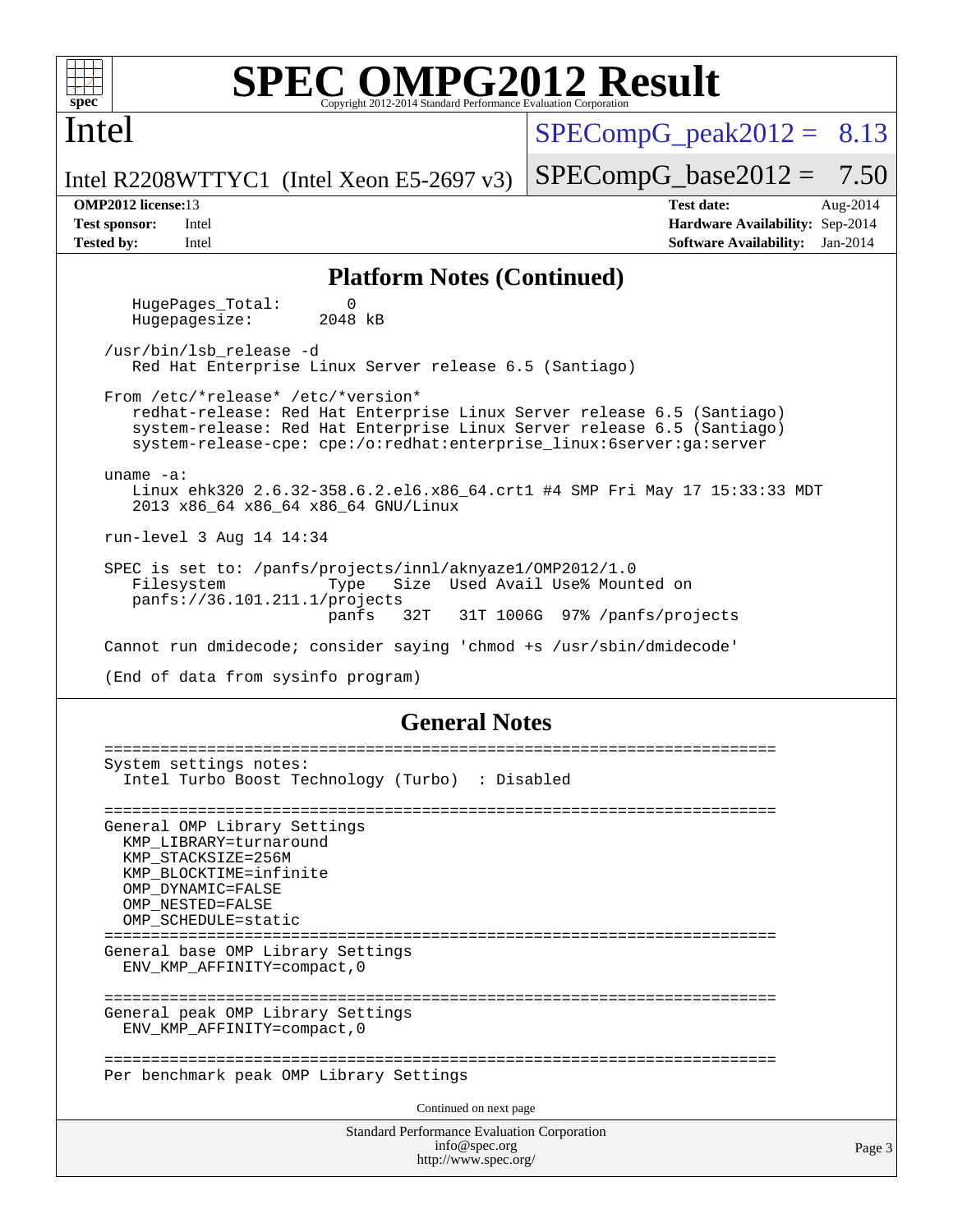## Platform Notes (Continued)

```
   HugePages_Total:       0
   Hugepagesize:       2048 kB

/usr/bin/lsb_release -d
   Red Hat Enterprise Linux Server release 6.5 (Santiago)

From /etc/*release* /etc/*version*
   redhat-release: Red Hat Enterprise Linux Server release 6.5 (Santiago)
   system-release: Red Hat Enterprise Linux Server release 6.5 (Santiago)
   system-release-cpe: cpe:/o:redhat:enterprise_linux:6server:ga:server

uname -a:
   Linux ehk320 2.6.32-358.6.2.el6.x86_64.crt1 #4 SMP Fri May 17 15:33:33 MDT
   2013 x86_64 x86_64 x86_64 GNU/Linux

run-level 3 Aug 14 14:34

SPEC is set to: /panfs/projects/innl/aknyaze1/OMP2012/1.0
   Filesystem           Type   Size  Used Avail Use% Mounted on
   panfs://36.101.211.1/projects
                        panfs   32T   31T 1006G  97% /panfs/projects

Cannot run dmidecode; consider saying 'chmod +s /usr/sbin/dmidecode'

(End of data from sysinfo program)
```

## General Notes

```
========================================================================
System settings notes:
  Intel Turbo Boost Technology (Turbo)  : Disabled

========================================================================
General OMP Library Settings
  KMP_LIBRARY=turnaround
  KMP_STACKSIZE=256M
  KMP_BLOCKTIME=infinite
  OMP_DYNAMIC=FALSE
  OMP_NESTED=FALSE
  OMP_SCHEDULE=static
========================================================================
General base OMP Library Settings
  ENV_KMP_AFFINITY=compact,0

========================================================================
General peak OMP Library Settings
  ENV_KMP_AFFINITY=compact,0

========================================================================
Per benchmark peak OMP Library Settings
```

Continued on next page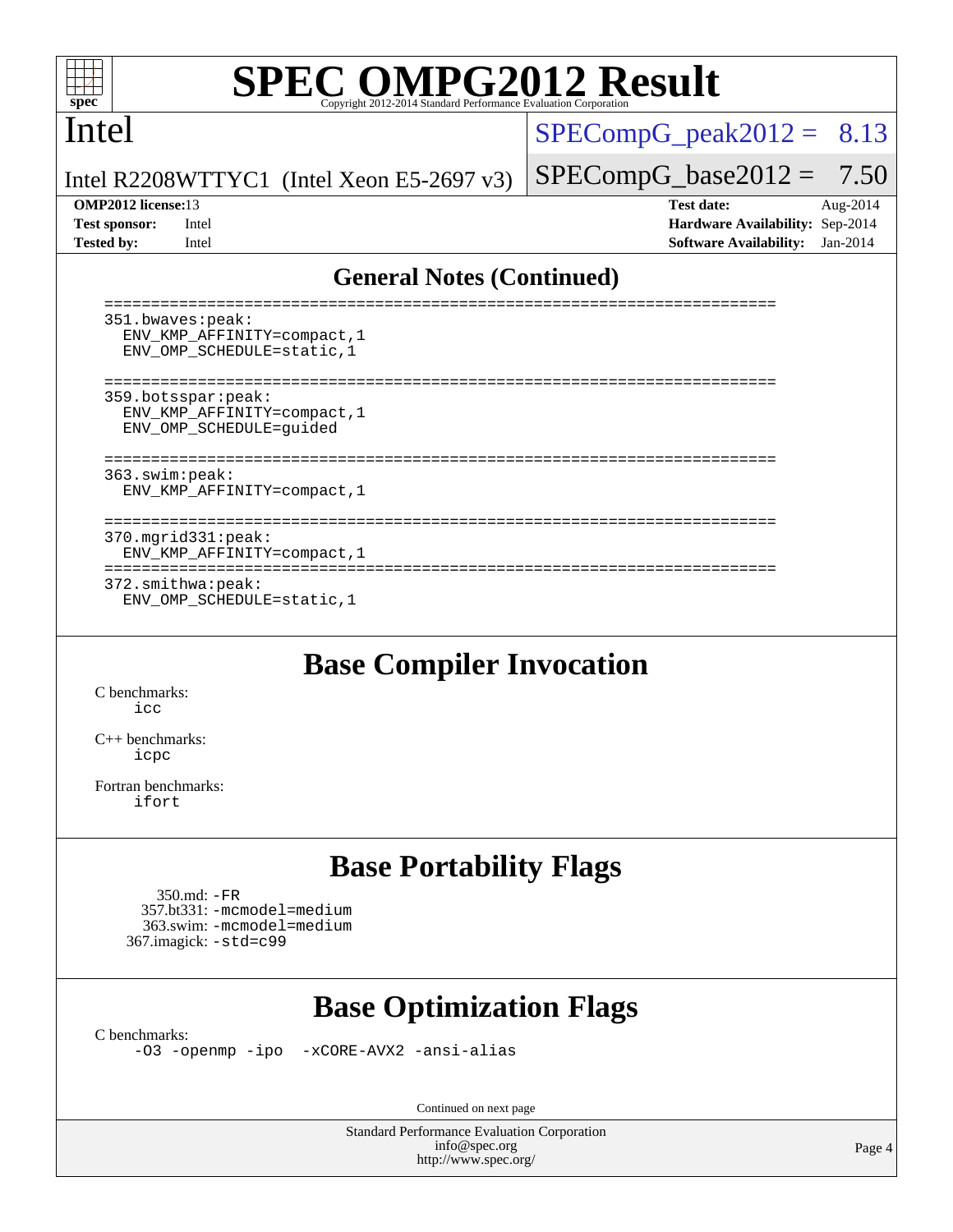# SPEC OMPG2012 Result

Copyright 2012-2014 Standard Performance Evaluation Corporation

**Intel**

Intel R2208WTTYC1 (Intel Xeon E5-2697 v3)

SPECompG_peak2012 = 8.13

SPECompG_base2012 = 7.50

**OMP2012 license:** 13
**Test sponsor:** Intel
**Tested by:** Intel

**Test date:** Aug-2014
**Hardware Availability:** Sep-2014
**Software Availability:** Jan-2014

## General Notes (Continued)

```
========================================================================
351.bwaves:peak:
  ENV_KMP_AFFINITY=compact,1
  ENV_OMP_SCHEDULE=static,1

========================================================================
359.botsspar:peak:
  ENV_KMP_AFFINITY=compact,1
  ENV_OMP_SCHEDULE=guided

========================================================================
363.swim:peak:
  ENV_KMP_AFFINITY=compact,1

========================================================================
370.mgrid331:peak:
  ENV_KMP_AFFINITY=compact,1
========================================================================
372.smithwa:peak:
  ENV_OMP_SCHEDULE=static,1
```

## Base Compiler Invocation

C benchmarks:
 icc

C++ benchmarks:
 icpc

Fortran benchmarks:
 ifort

## Base Portability Flags

350.md: -FR
357.bt331: -mcmodel=medium
363.swim: -mcmodel=medium
367.imagick: -std=c99

## Base Optimization Flags

C benchmarks:
 -O3 -openmp -ipo -xCORE-AVX2 -ansi-alias

Continued on next page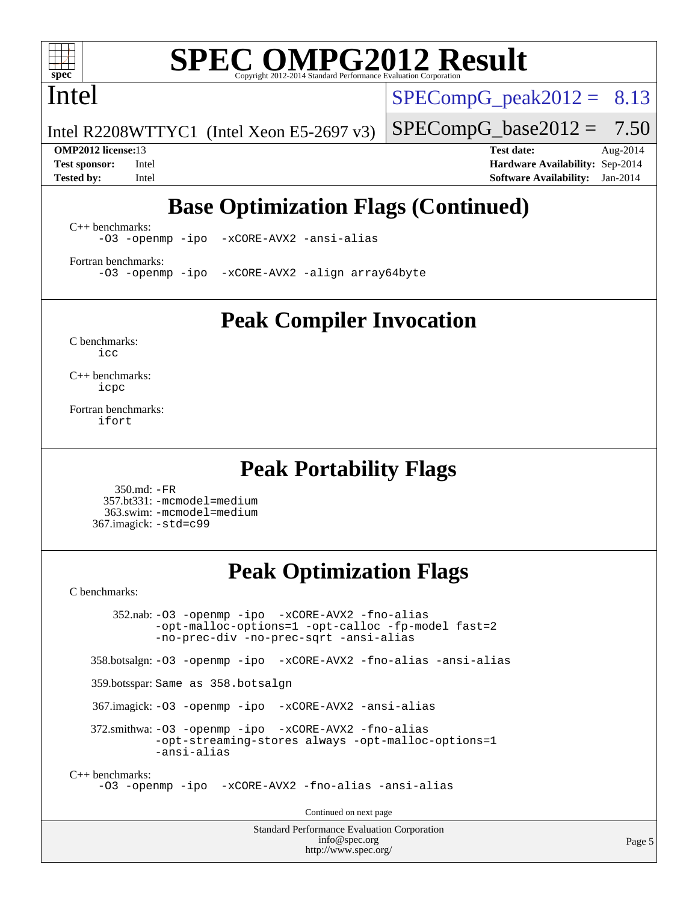# SPEC OMPG2012 Result

Intel

Intel R2208WTTYC1 (Intel Xeon E5-2697 v3)

SPECompG_peak2012 = 8.13

SPECompG_base2012 = 7.50

**OMP2012 license:** 13
**Test sponsor:** Intel
**Tested by:** Intel

**Test date:** Aug-2014
**Hardware Availability:** Sep-2014
**Software Availability:** Jan-2014

## Base Optimization Flags (Continued)

C++ benchmarks:

```
-O3 -openmp -ipo -xCORE-AVX2 -ansi-alias
```

Fortran benchmarks:

```
-O3 -openmp -ipo -xCORE-AVX2 -align array64byte
```

## Peak Compiler Invocation

C benchmarks:

```
icc
```

C++ benchmarks:

```
icpc
```

Fortran benchmarks:

```
ifort
```

## Peak Portability Flags

350.md: `-FR`
357.bt331: `-mcmodel=medium`
363.swim: `-mcmodel=medium`
367.imagick: `-std=c99`

## Peak Optimization Flags

C benchmarks:

352.nab: `-O3 -openmp -ipo -xCORE-AVX2 -fno-alias -opt-malloc-options=1 -opt-calloc -fp-model fast=2 -no-prec-div -no-prec-sqrt -ansi-alias`

358.botsalgn: `-O3 -openmp -ipo -xCORE-AVX2 -fno-alias -ansi-alias`

359.botsspar: Same as 358.botsalgn

367.imagick: `-O3 -openmp -ipo -xCORE-AVX2 -ansi-alias`

372.smithwa: `-O3 -openmp -ipo -xCORE-AVX2 -fno-alias -opt-streaming-stores always -opt-malloc-options=1 -ansi-alias`

C++ benchmarks:

```
-O3 -openmp -ipo -xCORE-AVX2 -fno-alias -ansi-alias
```

Continued on next page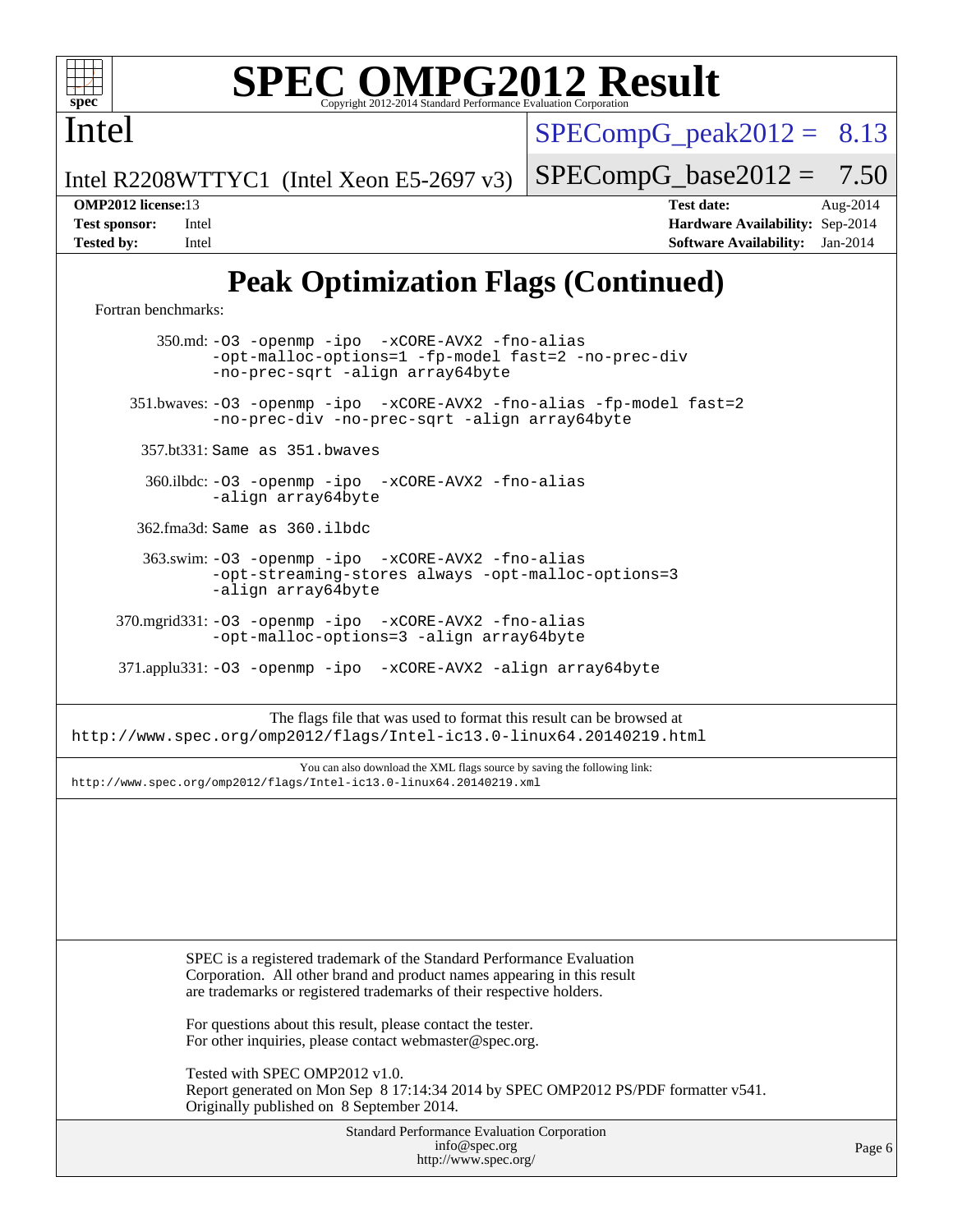# Peak Optimization Flags (Continued)

Fortran benchmarks:

350.md: -O3 -openmp -ipo -xCORE-AVX2 -fno-alias -opt-malloc-options=1 -fp-model fast=2 -no-prec-div -no-prec-sqrt -align array64byte

351.bwaves: -O3 -openmp -ipo -xCORE-AVX2 -fno-alias -fp-model fast=2 -no-prec-div -no-prec-sqrt -align array64byte

357.bt331: Same as 351.bwaves

360.ilbdc: -O3 -openmp -ipo -xCORE-AVX2 -fno-alias -align array64byte

362.fma3d: Same as 360.ilbdc

363.swim: -O3 -openmp -ipo -xCORE-AVX2 -fno-alias -opt-streaming-stores always -opt-malloc-options=3 -align array64byte

370.mgrid331: -O3 -openmp -ipo -xCORE-AVX2 -fno-alias -opt-malloc-options=3 -align array64byte

371.applu331: -O3 -openmp -ipo -xCORE-AVX2 -align array64byte

The flags file that was used to format this result can be browsed at
http://www.spec.org/omp2012/flags/Intel-ic13.0-linux64.20140219.html

You can also download the XML flags source by saving the following link:
http://www.spec.org/omp2012/flags/Intel-ic13.0-linux64.20140219.xml

SPEC is a registered trademark of the Standard Performance Evaluation Corporation. All other brand and product names appearing in this result are trademarks or registered trademarks of their respective holders.

For questions about this result, please contact the tester.
For other inquiries, please contact webmaster@spec.org.

Tested with SPEC OMP2012 v1.0.
Report generated on Mon Sep 8 17:14:34 2014 by SPEC OMP2012 PS/PDF formatter v541.
Originally published on 8 September 2014.